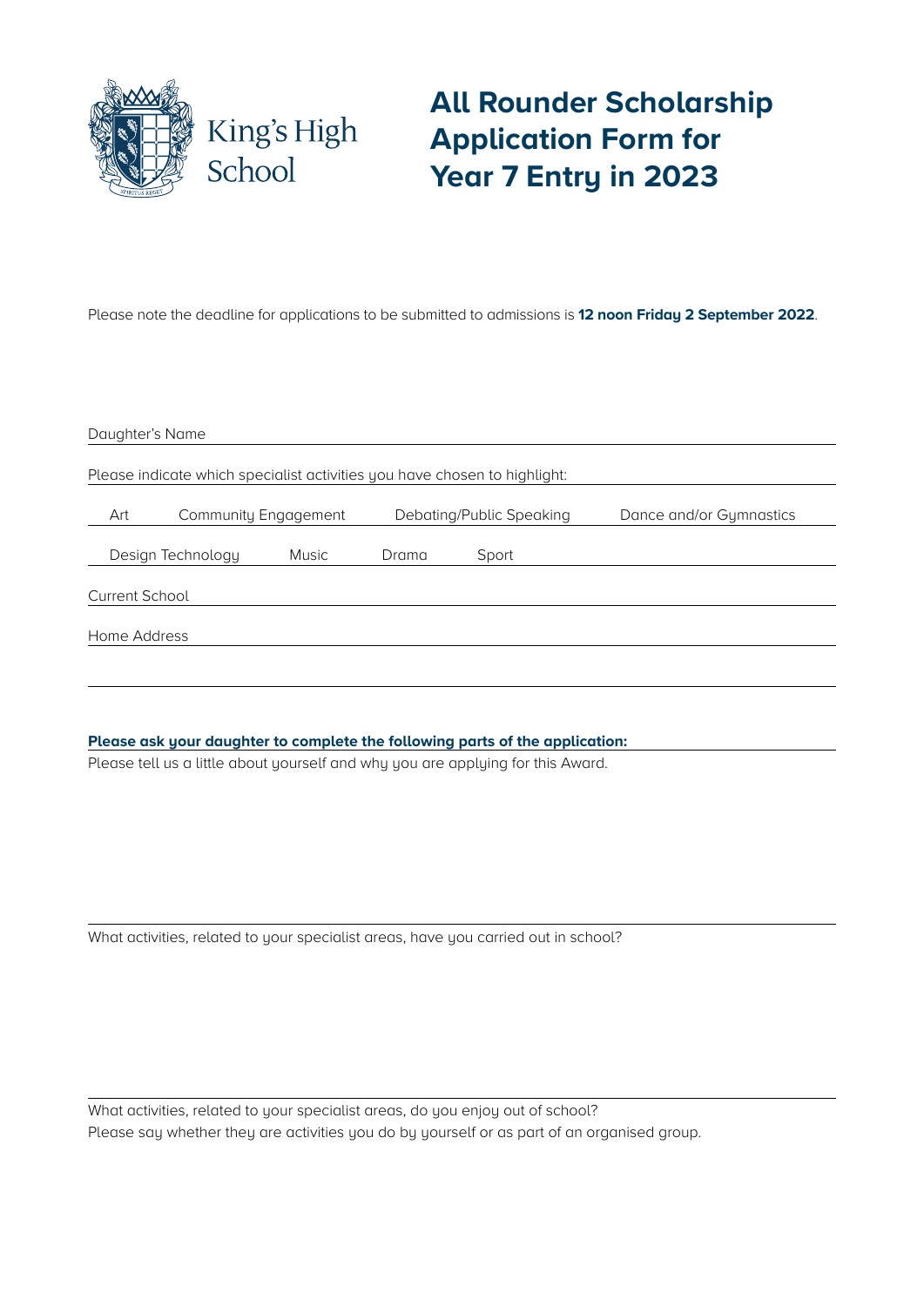King's High School

# All Rounder Scholarship Application Form for Year 7 Entry in 2023

Please note the deadline for applications to be submitted to admissions is **12 noon Friday 2 September 2022**.

Daughter's Name

Please indicate which specialist activities you have chosen to highlight:

Art    Community Engagement    Debating/Public Speaking    Dance and/or Gymnastics

Design Technology    Music    Drama    Sport

Current School

Home Address

**Please ask your daughter to complete the following parts of the application:**

Please tell us a little about yourself and why you are applying for this Award.

What activities, related to your specialist areas, have you carried out in school?

What activities, related to your specialist areas, do you enjoy out of school?
Please say whether they are activities you do by yourself or as part of an organised group.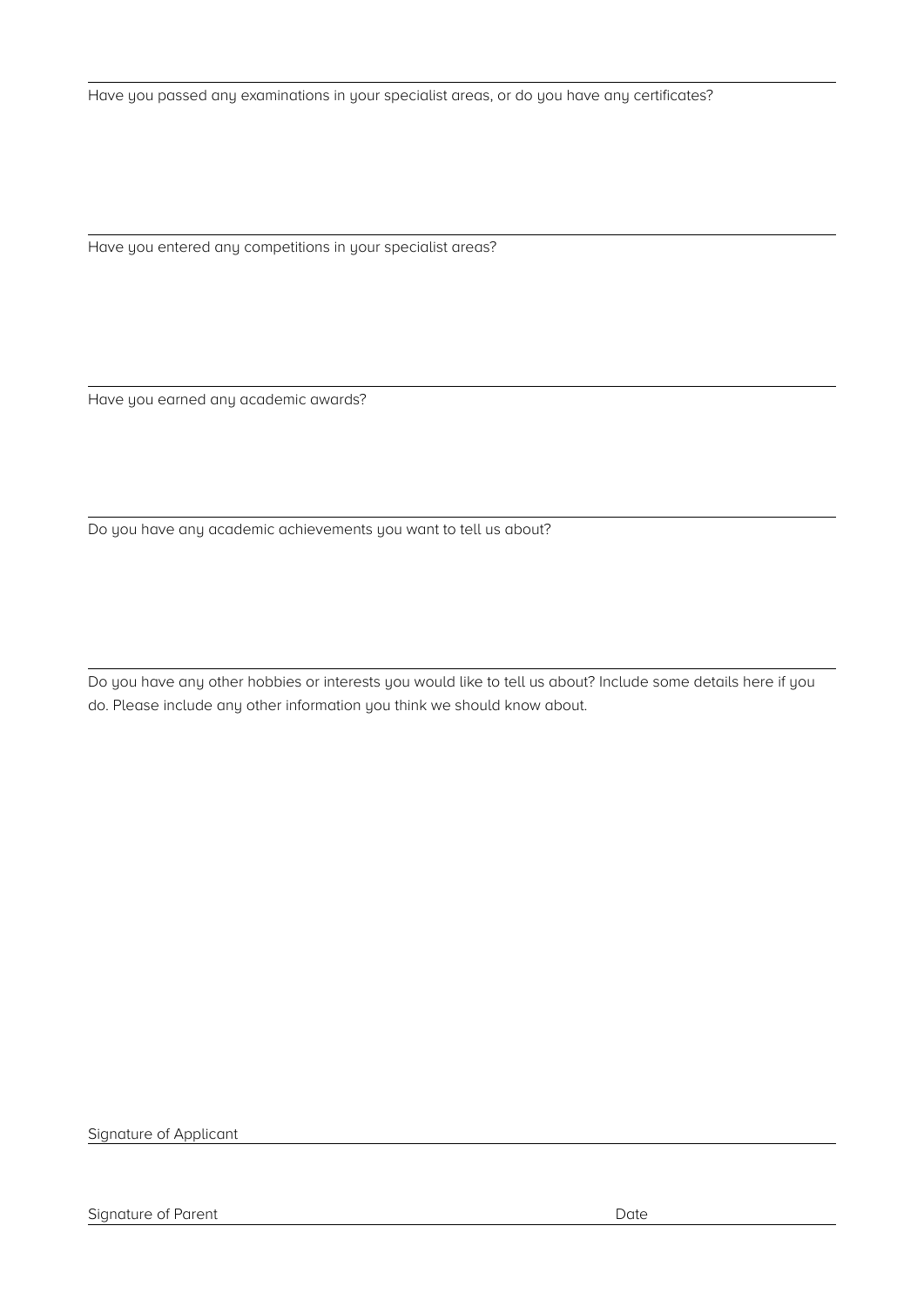Have you passed any examinations in your specialist areas, or do you have any certificates?

Have you entered any competitions in your specialist areas?

Have you earned any academic awards?

Do you have any academic achievements you want to tell us about?

Do you have any other hobbies or interests you would like to tell us about? Include some details here if you do. Please include any other information you think we should know about.

Signature of Applicant

Signature of Parent Date